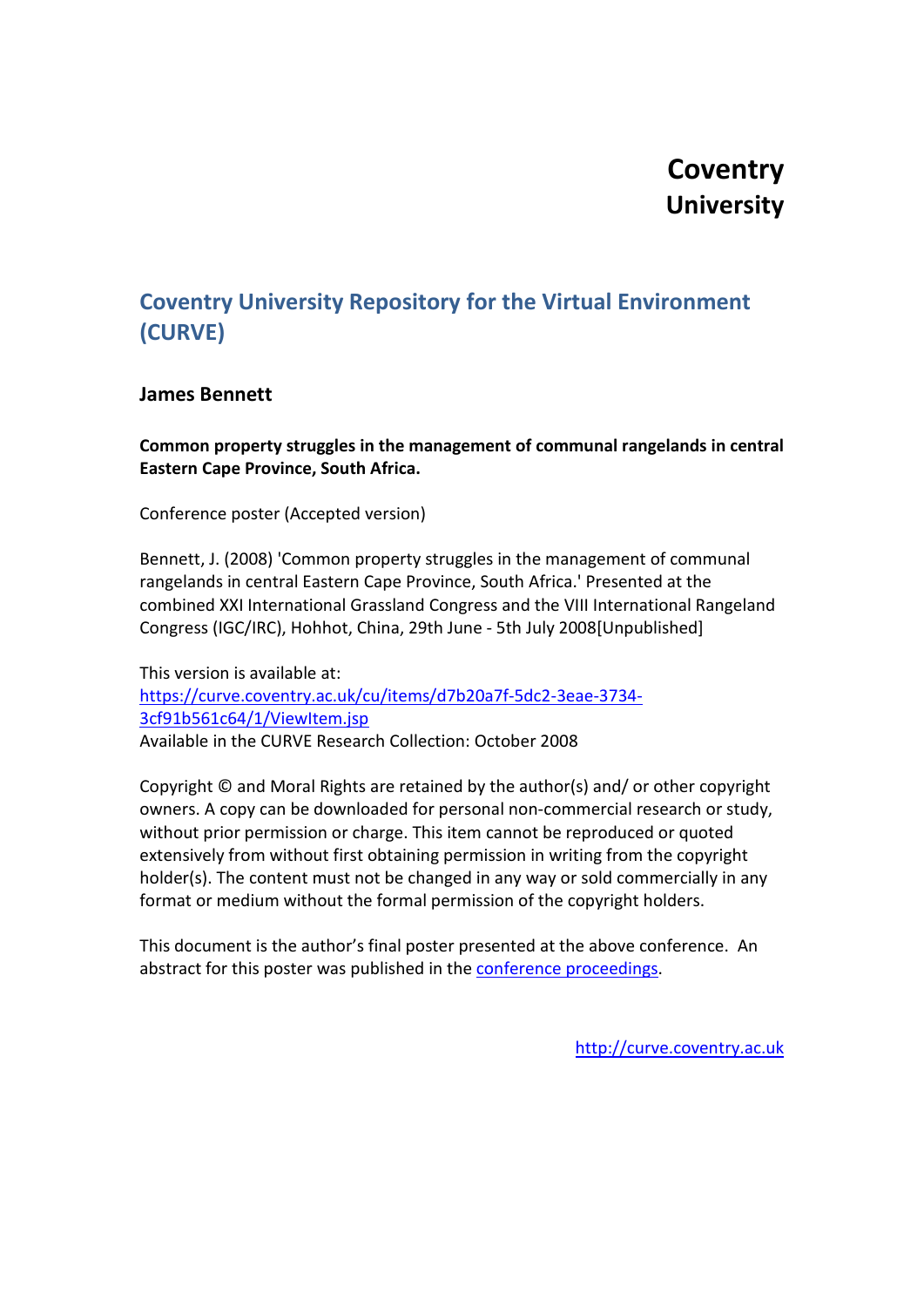**Coventry University**

## Coventry University Repository for the Virtual Environment (CURVE)

### James Bennett

**Common property struggles in the management of communal rangelands in central Eastern Cape Province, South Africa.**

Conference poster (Accepted version)

Bennett, J. (2008) 'Common property struggles in the management of communal rangelands in central Eastern Cape Province, South Africa.' Presented at the combined XXI International Grassland Congress and the VIII International Rangeland Congress (IGC/IRC), Hohhot, China, 29th June - 5th July 2008[Unpublished]

This version is available at:
[https://curve.coventry.ac.uk/cu/items/d7b20a7f-5dc2-3eae-3734-3cf91b561c64/1/ViewItem.jsp](https://curve.coventry.ac.uk/cu/items/d7b20a7f-5dc2-3eae-3734-3cf91b561c64/1/ViewItem.jsp)
Available in the CURVE Research Collection: October 2008

Copyright © and Moral Rights are retained by the author(s) and/ or other copyright owners. A copy can be downloaded for personal non-commercial research or study, without prior permission or charge. This item cannot be reproduced or quoted extensively from without first obtaining permission in writing from the copyright holder(s). The content must not be changed in any way or sold commercially in any format or medium without the formal permission of the copyright holders.

This document is the author's final poster presented at the above conference. An abstract for this poster was published in the conference proceedings.

[http://curve.coventry.ac.uk](http://curve.coventry.ac.uk)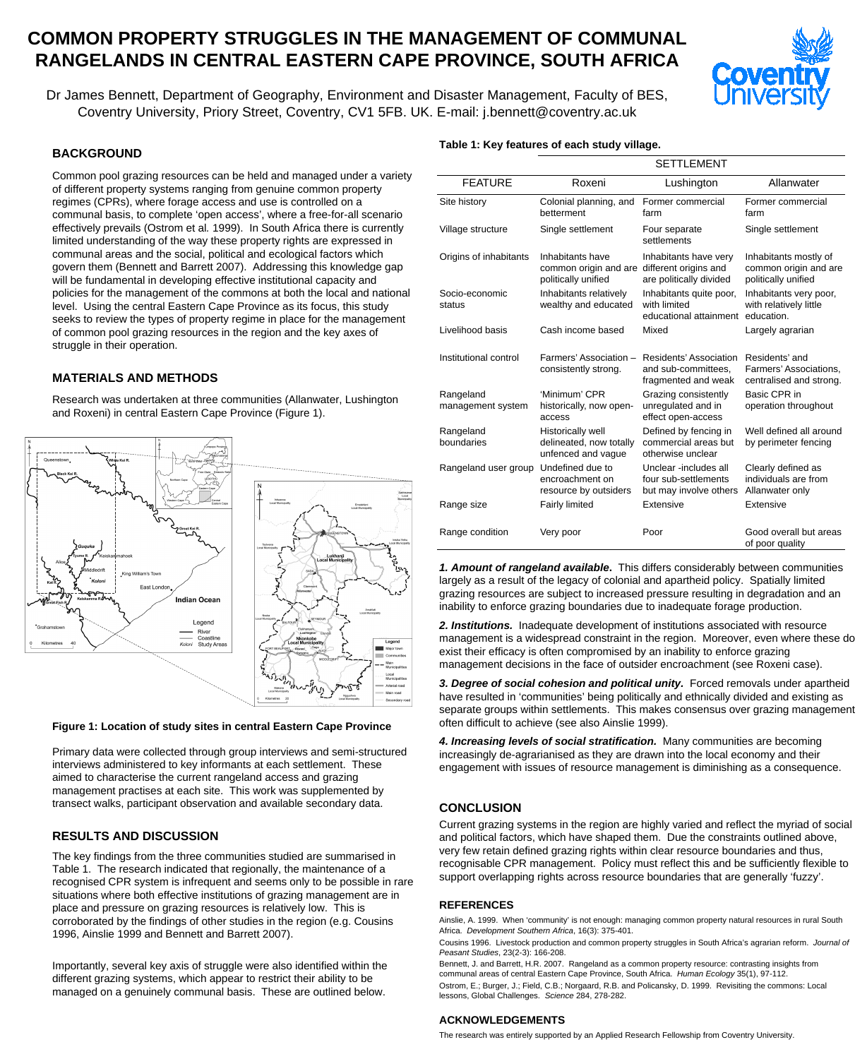# COMMON PROPERTY STRUGGLES IN THE MANAGEMENT OF COMMUNAL RANGELANDS IN CENTRAL EASTERN CAPE PROVINCE, SOUTH AFRICA

Dr James Bennett, Department of Geography, Environment and Disaster Management, Faculty of BES, Coventry University, Priory Street, Coventry, CV1 5FB. UK. E-mail: j.bennett@coventry.ac.uk

## BACKGROUND

Common pool grazing resources can be held and managed under a variety of different property systems ranging from genuine common property regimes (CPRs), where forage access and use is controlled on a communal basis, to complete 'open access', where a free-for-all scenario effectively prevails (Ostrom et al. 1999). In South Africa there is currently limited understanding of the way these property rights are expressed in communal areas and the social, political and ecological factors which govern them (Bennett and Barrett 2007). Addressing this knowledge gap will be fundamental in developing effective institutional capacity and policies for the management of the commons at both the local and national level. Using the central Eastern Cape Province as its focus, this study seeks to review the types of property regime in place for the management of common pool grazing resources in the region and the key axes of struggle in their operation.

## MATERIALS AND METHODS

Research was undertaken at three communities (Allanwater, Lushington and Roxeni) in central Eastern Cape Province (Figure 1).

Figure 1: Location of study sites in central Eastern Cape Province

Primary data were collected through group interviews and semi-structured interviews administered to key informants at each settlement. These aimed to characterise the current rangeland access and grazing management practises at each site. This work was supplemented by transect walks, participant observation and available secondary data.

## RESULTS AND DISCUSSION

The key findings from the three communities studied are summarised in Table 1. The research indicated that regionally, the maintenance of a recognised CPR system is infrequent and seems only to be possible in rare situations where both effective institutions of grazing management are in place and pressure on grazing resources is relatively low. This is corroborated by the findings of other studies in the region (e.g. Cousins 1996, Ainslie 1999 and Bennett and Barrett 2007).

Importantly, several key axis of struggle were also identified within the different grazing systems, which appear to restrict their ability to be managed on a genuinely communal basis. These are outlined below.

**Table 1: Key features of each study village.**

| | SETTLEMENT | | |
|---|---|---|---|
| FEATURE | Roxeni | Lushington | Allanwater |
| Site history | Colonial planning, and betterment | Former commercial farm | Former commercial farm |
| Village structure | Single settlement | Four separate settlements | Single settlement |
| Origins of inhabitants | Inhabitants have common origin and are politically unified | Inhabitants have very different origins and are politically divided | Inhabitants mostly of common origin and are politically unified |
| Socio-economic status | Inhabitants relatively wealthy and educated | Inhabitants quite poor, with limited educational attainment | Inhabitants very poor, with relatively little education. |
| Livelihood basis | Cash income based | Mixed | Largely agrarian |
| Institutional control | Farmers' Association – consistently strong. | Residents' Association and sub-committees, fragmented and weak | Residents' and Farmers' Associations, centralised and strong. |
| Rangeland management system | 'Minimum' CPR historically, now open-access | Grazing consistently unregulated and in effect open-access | Basic CPR in operation throughout |
| Rangeland boundaries | Historically well delineated, now totally unfenced and vague | Defined by fencing in commercial areas but otherwise unclear | Well defined all around by perimeter fencing |
| Rangeland user group | Undefined due to encroachment on resource by outsiders | Unclear -includes all four sub-settlements but may involve others | Clearly defined as individuals are from Allanwater only |
| Range size | Fairly limited | Extensive | Extensive |
| Range condition | Very poor | Poor | Good overall but areas of poor quality |

***1. Amount of rangeland available.*** This differs considerably between communities largely as a result of the legacy of colonial and apartheid policy. Spatially limited grazing resources are subject to increased pressure resulting in degradation and an inability to enforce grazing boundaries due to inadequate forage production.

***2. Institutions.*** Inadequate development of institutions associated with resource management is a widespread constraint in the region. Moreover, even where these do exist their efficacy is often compromised by an inability to enforce grazing management decisions in the face of outsider encroachment (see Roxeni case).

***3. Degree of social cohesion and political unity.*** Forced removals under apartheid have resulted in 'communities' being politically and ethnically divided and existing as separate groups within settlements. This makes consensus over grazing management often difficult to achieve (see also Ainslie 1999).

***4. Increasing levels of social stratification.*** Many communities are becoming increasingly de-agrarianised as they are drawn into the local economy and their engagement with issues of resource management is diminishing as a consequence.

## CONCLUSION

Current grazing systems in the region are highly varied and reflect the myriad of social and political factors, which have shaped them. Due the constraints outlined above, very few retain defined grazing rights within clear resource boundaries and thus, recognisable CPR management. Policy must reflect this and be sufficiently flexible to support overlapping rights across resource boundaries that are generally 'fuzzy'.

## REFERENCES

Ainslie, A. 1999. When 'community' is not enough: managing common property natural resources in rural South Africa. *Development Southern Africa*, 16(3): 375-401.

Cousins 1996. Livestock production and common property struggles in South Africa's agrarian reform. *Journal of Peasant Studies*, 23(2-3): 166-208.

Bennett, J. and Barrett, H.R. 2007. Rangeland as a common property resource: contrasting insights from communal areas of central Eastern Cape Province, South Africa. *Human Ecology* 35(1), 97-112.

Ostrom, E.; Burger, J.; Field, C.B.; Norgaard, R.B. and Policansky, D. 1999. Revisiting the commons: Local lessons, Global Challenges. *Science* 284, 278-282.

## ACKNOWLEDGEMENTS

The research was entirely supported by an Applied Research Fellowship from Coventry University.